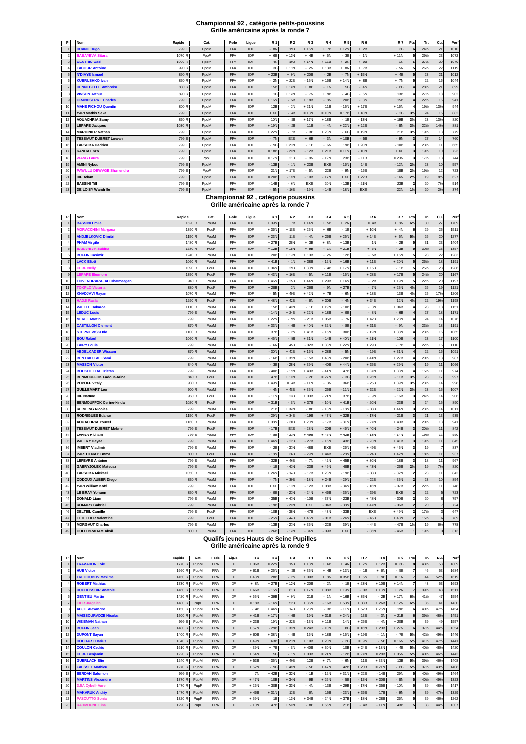## Championnat 92 , catégorie petits-poussins
### Grille américaine après la ronde 7

| Pl | Nom | Rapide | Cat. | Fede | Ligue | R 1 | R 2 | R 3 | R 4 | R 5 | R 6 | R 7 | Pts | Tr. | Cu. | Perf |
|---|---|---|---|---|---|---|---|---|---|---|---|---|---|---|---|---|
| 1 | HUANG Hugo | 799 E | PpoM | FRA | IDF | - 8N | + 19B | + 16N | + 7B | + 12N | + 2B | + 3B | 6 | 24½ | 21 | 1010 |
| 2 | BABAYEVA Sitara | 1070 R | PpoF | FRA | IDF | + 6B | + 13N | + 4B | + 5N | - 3B | - 1N | + 11N | 5 | 29½ | 23 | 1072 |
| 3 | GENTRIC Gael | 1000 R | PpoM | FRA | IDF | - 4N | + 10B | + 14N | + 15B | + 2N | + 9B | - 1N | 5 | 27½ | 20 | 1040 |
| 4 | LACOUR Antoine | 990 R | PpoM | FRA | IDF | + 3B | + 11N | - 2N | + 13B | + 8N | + 7B | - 5N | 5 | 26½ | 22 | 1119 |
| 5 | N'DIAYE Ismael | 890 R | PpoM | FRA | IDF | + 23B | + 9N | + 20B | - 2B | - 7N | + 15N | + 4B | 5 | 23 | 21 | 1012 |
| 6 | KUBRUSHKO Ivan | 850 R | PpoM | FRA | IDF | - 2N | + 22B | - 15N | + 16B | + 14N | + 8B | + 7N | 5 | 22 | 16 | 1044 |
| 7 | HENNEBELLE Ambroise | 880 R | PpoM | FRA | IDF | + 15B | + 14N | + 8B | - 1N | + 5B | - 4N | - 6B | 4 | 28½ | 21 | 899 |
| 8 | VINSON Arthur | 890 R | PpoM | FRA | IDF | + 1B | + 12N | - 7N | + 9B | - 4B | - 6N | + 13B | 4 | 27½ | 18 | 902 |
| 9 | GRANDSERRE Charles | 799 E | PpoM | FRA | IDF | + 16N | - 5B | + 18B | - 8N | + 20B | - 3N | + 15B | 4 | 22½ | 16 | 941 |
| 10 | MAHE PICHOU Quentin | 800 R | PpoM | FRA | IDF | = 12B | - 3N | + 21N | = 11B | - 15N | + 17B | + 16N | 4 | 19½ | 13½ | 944 |
| 11 | YAPI Mathis Seka | 799 E | PpoM | FRA | IDF | EXE | - 4B | = 13N | = 10N | = 17B | + 18N | - 2B | 3½ | 24 | 15 | 882 |
| 12 | AOUACHRIA Samy | 860 R | PpoM | FRA | IDF | = 10N | - 8B | + 17N | + 18B | - 1B | - 13N | + 19B | 3½ | 23 | 13½ | 820 |
| 13 | LEPAPE Jacques | 1030 R | PpoM | FRA | IDF | + 19N | - 2B | = 11B | - 4N | + 22N | + 12B | - 8N | 3½ | 22½ | 14½ | 881 |
| 14 | MARIGNIER Nathan | 799 E | PpoM | FRA | IDF | + 22N | - 7B | - 3B | + 23N | - 6B | = 19N | + 21B | 3½ | 19½ | 13 | 779 |
| 15 | TESSIAUT DUBRET Loevan | 799 E | PpoM | FRA | IDF | - 7N | EXE | + 6B | - 3N | + 10B | - 5B | - 9N | 3 | 27 | 14 | 760 |
| 16 | TAPSOBA Hadrien | 799 E | PpoM | FRA | IDF | - 9B | + 23N | - 1B | - 6N | + 19B | + 20N | - 10B | 3 | 23½ | 11 | 665 |
| 17 | KANDA Enzo | 799 E | PpoM | FRA | IDF | = 18B | - 20N | - 12B | + 21B | = 11N | - 10N | EXE | 3 | 19½ | 10 | 723 |
| 18 | WANG Laura | 799 E | PpoF | FRA | IDF | = 17N | + 21B | - 9N | - 12N | + 23B | - 11B | = 20N | 3 | 17½ | 13 | 744 |
| 19 | AMINI Nykou | 799 E | PpoM | FRA | IDF | - 13B | - 1N | + 23B | EXE | - 16N | = 14B | - 12N | 2½ | 23 | 10 | 557 |
| 20 | PAWULU DEWAGE Shamendra | 799 E | PpoF | FRA | IDF | = 21N | + 17B | - 5N | = 22B | - 9N | - 16B | = 18B | 2½ | 19½ | 12 | 723 |
| 21 | DIF Adam | 799 E | PpoM | FRA | IDF | = 20B | - 18N | - 10B | - 17N | EXE | + 22B | - 14N | 2½ | 19 | 8½ | 627 |
| 22 | BASSINI Till | 799 E | PpoM | FRA | IDF | - 14B | - 6N | EXE | = 20N | - 13B | - 21N | = 23B | 2 | 20 | 7½ | 514 |
| 23 | DE LOISY Wandrille | 799 E | PpoM | FRA | IDF | - 5N | - 16B | - 19N | - 14B | - 18N | EXE | = 22N | 1½ | 20 | 2½ | 374 |

## Championnat 92 , catégorie poussins
### Grille américaine après la ronde 7

| Pl | Nom | Rapide | Cat. | Fede | Ligue | R 1 | R 2 | R 3 | R 4 | R 5 | R 6 | R 7 | Pts | Tr. | Cu. | Perf |
|---|---|---|---|---|---|---|---|---|---|---|---|---|---|---|---|---|
| 1 | BASSINI Emile | 1620 R | PouM | FRA | IDF | + 39N | + 7B | + 14N | + 5B | + 2N | = 4B | + 8N | 6½ | 30 | 27 | 1709 |
| 2 | MORACCHINI Margaux | 1390 R | PouF | FRA | IDF | + 36N | + 18B | + 25N | + 6B | - 1B | + 10N | + 4N | 6 | 29 | 25 | 1511 |
| 3 | ANDJELKOVIC Dimitri | 1150 R | PouM | FRA | IDF | + 23N | = 11B | - 4N | + 26B | + 25N | + 14B | + 5N | 5½ | 26 | 20 | 1277 |
| 4 | PHAM Virgile | 1480 R | PouM | FRA | IDF | + 27B | = 26N | + 3B | + 8N | + 13B | = 1N | - 2B | 5 | 31 | 23 | 1404 |
| 5 | BABAYEVA Sabina | 1280 R | PouF | FRA | IDF | + 12B | + 19N | + 9B | - 1N | + 21B | + 6N | - 3B | 5 | 30½ | 23 | 1357 |
| 6 | BUFFIN Casimir | 1240 R | PouM | FRA | IDF | + 20B | + 17N | + 13B | - 2N | + 12B | - 5B | + 15N | 5 | 28 | 22 | 1283 |
| 7 | LACK Eliott | 1060 R | PouM | FRA | IDF | + 41B | - 1N | + 38B | - 12N | + 16B | + 11B | + 20N | 5 | 26½ | 18 | 1191 |
| 8 | CERF Nelly | 1090 R | PouF | FRA | IDF | + 34N | + 29B | + 30N | - 4B | + 17N | + 15B | - 1B | 5 | 25½ | 23 | 1286 |
| 9 | LEPAPE Eleonore | 1350 R | PouF | FRA | IDF | + 43N | + 16B | - 5N | + 11B | - 15N | + 28B | + 17B | 5 | 24½ | 20 | 1167 |
| 10 | THIVENDRARAJAH Dharmeegan | 940 R | PouM | FRA | IDF | + 46N | - 25B | + 44N | + 29B | + 14N | - 2B | + 19N | 5 | 22½ | 20 | 1197 |
| 11 | TOKPLO Victoria | 880 R | PouF | FRA | IDF | + 28B | = 3N | + 26B | - 9N | + 27B | - 7N | + 25N | 4½ | 26 | 19 | 1121 |
| 12 | KHADJAVI Rayan | 1070 R | PouM | FRA | IDF | - 5N | + 49B | + 42N | + 7B | - 6N | + 18B | = 13B | 4½ | 25 | 17½ | 1206 |
| 13 | HADJI Rasla | 1290 R | PouF | FRA | IDF | + 48N | + 42B | - 6N | + 30B | - 4N | + 34B | = 12N | 4½ | 22 | 19½ | 1198 |
| 14 | VALLEE Hakaroa | 1110 R | PouM | FRA | IDF | + 15B | + 40N | - 1B | + 19N | - 10B | - 3N | + 34B | 4 | 28 | 18 | 1151 |
| 15 | LEDUC Louis | 799 E | PouM | FRA | IDF | - 14N | + 24B | + 22N | + 18B | + 9B | - 8N | - 6B | 4 | 27 | 18 | 1171 |
| 16 | MERLE Martin | 799 E | PouM | FRA | IDF | + 22N | - 9N | - 21B | + 35B | - 7N | + 42B | + 28N | 4 | 24 | 14 | 1076 |
| 17 | CASTILLON Clement | 870 R | PouM | FRA | IDF | + 33N | - 6B | + 40N | + 32N | - 8B | + 31B | - 9N | 4 | 23½ | 18 | 1191 |
| 18 | STEPNIEWSKI Ido | 1100 R | PouM | FRA | IDF | + 37B | - 2N | + 41B | - 15N | + 30B | - 12N | + 38N | 4 | 23½ | 16 | 1065 |
| 19 | BOU Rafael | 1060 R | PouM | FRA | IDF | + 45N | - 5B | + 31N | - 14B | + 40N | + 21N | - 10B | 4 | 23 | 17 | 1100 |
| 20 | LAIRY Louis | 799 E | PouM | FRA | IDF | - 6N | + 45B | - 32B | + 33N | + 22N | + 29B | - 7B | 4 | 22½ | 15 | 1110 |
| 21 | ABDELKADER Wissam | 870 R | PouM | FRA | IDF | - 30N | + 43B | + 16N | + 28B | - 5N | - 19B | + 31N | 4 | 22 | 16 | 1091 |
| 22 | BEN HADJ ALI Sami | 799 E | PouM | FRA | IDF | - 16B | + 35N | - 15B | + 48N | - 20B | + 41N | + 27B | 4 | 20½ | 13 | 987 |
| 23 | MASSON Victor | 840 R | PouM | FRA | IDF | - 3B | - 28N | + 39N | - 40B | + 44N | + 35B | + 29N | 4 | 19 | 11 | 1066 |
| 24 | BOUKHETTAL Tristan | 799 E | PouM | FRA | IDF | - 40B | - 15N | + 43B | - 41N | + 47B | + 37N | + 33N | 4 | 15½ | 11 | 974 |
| 25 | BENMOUFFOK Fadoua-Arine | 840 R | PouF | FRA | IDF | + 47B | + 10N | - 2B | = 27N | - 3B | + 26N | - 11B | 3½ | 28 | 17 | 997 |
| 26 | POPOFF Vitaly | 930 R | PouM | FRA | IDF | + 49N | = 4B | - 11N | - 3N | + 36B | - 25B | + 39N | 3½ | 23½ | 14 | 998 |
| 27 | GUILLEMART Leo | 900 R | PouM | FRA | IDF | - 4N | + 48B | + 35N | = 25B | - 11N | + 32B | - 22N | 3½ | 23 | 15 | 1007 |
| 28 | DIF Nadine | 960 R | PouF | FRA | IDF | - 11N | + 23B | + 33B | - 21N | + 37B | - 9N | - 16B | 3 | 24½ | 14 | 906 |
| 29 | BENMOUFFOK Cerine-Kinda | 1020 R | PouF | FRA | IDF | + 31B | - 8N | + 37B | - 10N | + 41B | - 20N | - 23B | 3 | 24 | 15 | 890 |
| 30 | REIMLING Nicolas | 799 E | PouM | FRA | IDF | + 21B | + 32N | - 8B | - 13N | - 18N | - 38B | + 44N | 3 | 23½ | 14 | 1011 |
| 31 | RODRIGUES Edanur | 1150 R | PouF | FRA | IDF | - 29N | + 34B | - 19B | + 47N | + 32B | - 17N | - 21B | 3 | 21 | 13 | 935 |
| 32 | AOUACHRIA Youcef | 1160 R | PouM | FRA | IDF | + 38N | - 30B | + 20N | - 17B | - 31N | - 27N | + 40B | 3 | 20½ | 13 | 941 |
| 33 | TESSIAUT DUBRET Melyne | 799 E | PouF | FRA | IDF | - 17B | EXE | - 28N | - 20B | + 46N | + 40N | - 24B | 3 | 20½ | 11 | 842 |
| 34 | LAHNA Hicham | 799 E | PouM | FRA | IDF | - 8B | - 31N | + 49B | + 45N | + 42B | - 13N | - 14N | 3 | 19½ | 12 | 990 |
| 35 | VALERY Hayael | 799 E | PouM | FRA | IDF | + 44N | - 22B | - 27B | - 16N | + 43B | - 23N | + 41B | 3 | 19½ | 11 | 845 |
| 36 | IMBERT Vladimir | 799 E | PouM | FRA | IDF | - 2B | - 37N | - 48B | EXE | - 26N | + 49B | + 45N | 3 | 19 | 7 | 837 |
| 37 | PARTHENAY Emma | 800 R | PouF | FRA | IDF | - 18N | + 36B | - 29N | + 44B | - 28N | - 24B | + 42N | 3 | 18½ | 11 | 937 |
| 38 | LEFEVRE Antoine | 799 E | PouM | FRA | IDF | - 32B | + 46B | - 7N | - 42N | + 45B | + 30N | - 18B | 3 | 18 | 11 | 967 |
| 39 | GABRYJOLEK Mateusz | 799 E | PouM | FRA | IDF | - 1B | - 41N | - 23B | + 49N | = 48B | + 43N | - 26B | 2½ | 19 | 7½ | 820 |
| 40 | TAPSOBA Mickael | 1050 R | PouM | FRA | IDF | + 24N | - 14B | - 17B | + 23N | - 19B | - 33B | - 32N | 2 | 23 | 11 | 842 |
| 41 | ODDOUX AUBER Diego | 830 R | PouM | FRA | IDF | - 7N | + 39B | - 18N | + 24B | - 29N | - 22B | - 35N | 2 | 23 | 10 | 854 |
| 42 | YAPI William Koffi | 799 E | PouM | FRA | IDF | EXE | - 13N | - 12B | + 38B | - 34N | - 16N | - 37B | 2 | 22½ | 11 | 748 |
| 43 | LE BRAY Yohann | 850 R | PouM | FRA | IDF | - 9B | - 21N | - 24N | + 46B | - 35N | - 39B | EXE | 2 | 22 | 5 | 723 |
| 44 | DONALD Liam | 799 E | PouM | FRA | IDF | - 35B | + 47N | - 10B | - 37N | - 23B | + 48N | - 30B | 2 | 20 | 8 | 757 |
| 45 | ROMARY Gabriel | 799 E | PouM | FRA | IDF | - 19B | - 20N | EXE | - 34B | - 38N | + 47N | - 36B | 2 | 20 | 7 | 724 |
| 46 | DELTEIL Camille | 799 E | PouF | FRA | IDF | - 10B | - 38N | - 47B | - 43N | - 33B | EXE | + 49N | 2 | 17½ | 3 | 647 |
| 47 | LETELLIER Valentine | 799 E | PouF | FRA | IDF | - 25N | - 44B | + 46N | - 31B | - 24N | - 45B | + 48N | 2 | 15½ | 6 | 789 |
| 48 | MORGAUT Charles | 799 E | PouM | FRA | IDF | - 13B | - 27N | + 36N | - 22B | = 39N | - 44B | - 47B | 1½ | 19 | 6½ | 778 |
| 49 | OULD BRAHAM Aksil | 800 R | PouM | FRA | IDF | - 26B | - 12N | - 34N | - 39B | EXE | - 36N | - 46B | 1 | 19½ | 3 | 313 |

## Qualifs jeunes Hauts de Seine Pupilles
### Grille américaine après la ronde 9

| Pl | Nom | Rapide | Cat. | Fede | Ligue | R 1 | R 2 | R 3 | R 4 | R 5 | R 6 | R 7 | R 8 | R 9 | Pts | Tr. | Bu. | Perf |
|---|---|---|---|---|---|---|---|---|---|---|---|---|---|---|---|---|---|---|
| 1 | TRAVADON Loic | 1770 R | PupM | FRA | IDF | + 36B | = 22N | + 15B | + 18N | + 6B | + 4N | + 2N | + 12B | = 3B | 8 | 43½ | 53 | 1809 |
| 2 | HUE Victor | 1660 R | PupM | FRA | IDF | + 61B | + 25N | + 3B | + 35N | + 4B | + 13N | - 1B | + 6N | - 5B | 7 | 46 | 53 | 1684 |
| 3 | TREGOUBOV Maxime | 1450 R | PupM | FRA | IDF | + 48N | + 28B | - 2N | + 30B | + 8N | = 35B | + 5N | + 9B | = 1N | 7 | 44 | 52½ | 1619 |
| 4 | ROBERT Mathias | 1730 R | PupM | FRA | IDF | + 8N | + 27B | + 12N | + 20B | - 2N | - 1B | + 23N | + 10B | + 14N | 7 | 43 | 53 | 1693 |
| 5 | DUCHOSSOIR Anatole | 1460 R | PupM | FRA | IDF | + 66B | - 15N | + 61B | + 17N | + 38B | + 19N | - 3B | + 13N | + 2N | 7 | 39½ | 43 | 1511 |
| 6 | GENTIEU Martin | 1420 R | PupM | FRA | IDF | + 65N | + 39B | + 9N | = 21B | - 1N | + 16B | + 35N | - 2B | + 17N | 6½ | 41½ | 47 | 1554 |
| 7 | IDER Jargalan | 1480 R | PupF | FRA | IDF | = 18B | - 14N | + 52B | + 36N | - 16B | + 53N | + 38B | + 26B | + 12N | 6½ | 35 | 41 | 1430 |
| 8 | ADJIL Alexandre | 1150 R | PupM | FRA | IDF | - 4B | + 44N | + 14B | + 23N | - 3B | - 11N | + 52B | + 25N | + 19B | 6 | 40½ | 47½ | 1454 |
| 9 | MAISSOURADZE Nicolas | 1500 R | PupM | FRA | IDF | + 41B | + 17N | - 6B | = 19N | + 31B | + 24N | = 13B | - 3N | + 21B | 6 | 39½ | 48½ | 1451 |
| 10 | WEISMAN Nathan | 999 E | PupM | FRA | IDF | + 23B | = 19N | + 22B | - 13N | + 11B | = 14N | + 25B | - 4N | + 20B | 6 | 39 | 49 | 1557 |
| 11 | BUFFIN Jean | 1480 R | PupM | FRA | IDF | + 57N | - 29B | + 39N | = 24B | - 10N | + 8B | = 16N | + 23B | + 27N | 6 | 37½ | 44½ | 1354 |
| 12 | DUPONT Sayan | 1400 R | PupM | FRA | IDF | + 60B | + 38N | - 4B | = 16N | + 18B | + 15N | + 19B | - 1N | - 7B | 5½ | 42½ | 49½ | 1446 |
| 13 | HOCHART Darius | 1340 R | PupM | FRA | IDF | + 49N | + 63B | = 21N | + 10B | + 20N | - 2B | = 9N | - 5B | = 16N | 5½ | 41½ | 47½ | 1441 |
| 14 | COULON Cedric | 1610 R | PupM | FRA | IDF | - 39N | + 7B | - 8N | + 40B | + 30N | = 10B | + 24B | + 18N | - 4B | 5½ | 40½ | 48½ | 1420 |
| 15 | CERF Benjamin | 1220 R | PupM | FRA | IDF | + 64N | + 5B | - 1N | + 33B | = 21N | - 12B | = 27N | = 29B | + 35N | 5½ | 40½ | 46½ | 1442 |
| 16 | GUERLACH Elie | 1240 R | PupM | FRA | IDF | + 53B | - 35N | + 40B | = 12B | + 7N | - 6N | = 11B | + 33N | = 13B | 5½ | 39½ | 46½ | 1408 |
| 17 | FAESSEL Mathieu | 1270 R | PupM | FRA | IDF | + 62N | - 9B | + 48N | - 5B | + 47N | + 42B | + 20B | = 21N | - 6B | 5½ | 37½ | 43½ | 1408 |
| 18 | BERDAH Salomon | 999 E | PupM | FRA | IDF | = 7N | + 42B | + 32N | - 1B | - 12N | + 31N | + 22B | - 14B | = 29N | 5 | 40½ | 49½ | 1464 |
| 19 | MARTINS Alexandre | 1370 R | PupM | FRA | IDF | + 47N | = 10B | + 34N | = 9B | + 26N | - 5B | - 12N | + 30B | - 8N | 5 | 40½ | 49½ | 1323 |
| 20 | DJIA Cybell-Aure | 1470 R | PupF | FRA | IDF | + 26N | + 30B | + 33N | - 4N | - 13B | + 29B | - 17N | + 35B | - 10N | 5 | 39 | 48½ | 1417 |
| 21 | MAKARUK Andriy | 1470 R | PupM | FRA | IDF | + 46B | + 31N | = 13B | = 6N | = 15B | - 23N | + 36B | = 17B | - 9N | 5 | 39 | 47½ | 1329 |
| 22 | PASCUTTO Sonia | 1320 R | PupF | FRA | IDF | + 59N | = 1B | - 10N | + 34B | - 24N | + 37B | - 18N | + 28B | = 26N | 5 | 39 | 46½ | 1262 |
| 23 | RAHMOUNE Lina | 1290 R | PupF | FRA | IDF | - 10N | + 47B | + 50N | - 8B | + 56N | + 21B | - 4B | - 11N | + 43B | 5 | 38 | 44½ | 1307 |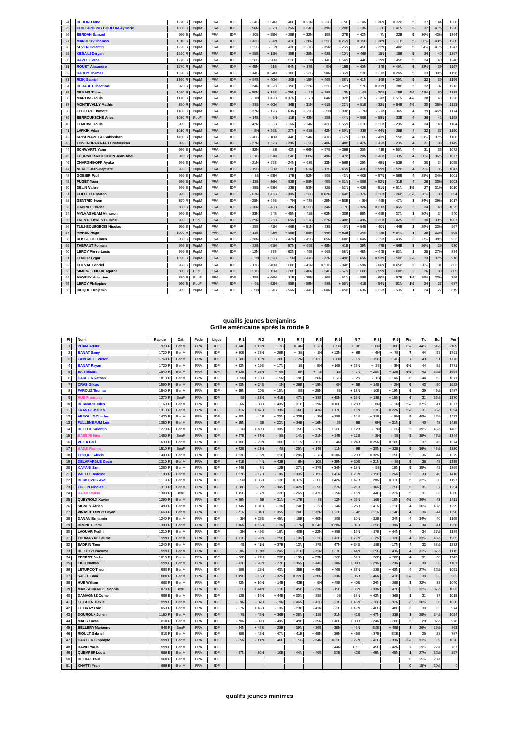| 24 | DEBORD Nino | 1270 R | PupM | FRA | IDF | - 34B | + 54N | + 46B | = 11N | + 22B | - 9B | - 14N | + 36N | = 32B | 5 | 37 | 44 | 1308 |
|---|---|---|---|---|---|---|---|---|---|---|---|---|---|---|---|---|---|---|
| 25 | CHITTAPHONG BOULOM Aymeric | 1300 R | PupM | FRA | IDF | + 56N | - 2B | - 26N | + 64B | + 39N | + 28B | - 10N | - 8B | + 41N | 5 | 37 | 41½ | 1220 |
| 26 | BERDAH Samuel | 999 E | PupM | FRA | IDF | - 20B | + 55N | + 25B | + 32N | - 19B | = 27B | + 42N | - 7N | = 22B | 5 | 36½ | 43½ | 1364 |
| 27 | MANOLOV Thomas | 1310 R | PupM | FRA | IDF | + 43B | - 4N | + 41B | - 28N | + 55B | + 26N | = 15B | + 38N | - 11B | 5 | 36½ | 43½ | 1280 |
| 28 | SEVEN Corentin | 1220 R | PupM | FRA | IDF | + 52B | - 3N | + 43B | + 27B | - 35N | - 25N | + 45B | - 22N | + 40B | 5 | 34½ | 41½ | 1247 |
| 29 | KEBAILI Doryan | 1290 R | PupM | FRA | IDF | + 55B | + 11N | - 35B | - 38N | + 52B | - 20N | + 46B | = 15N | = 18B | 5 | 34 | 40 | 1267 |
| 30 | RAVEL Evans | 1270 R | PupM | FRA | IDF | + 58B | - 20N | + 51B | - 3N | - 14B | + 54N | + 44B | - 19N | + 45B | 5 | 34 | 40 | 1246 |
| 31 | ROUET Alexandre | 1270 R | PupM | FRA | IDF | + 45N | - 21B | = 64N | + 37B | - 9N | - 18B | + 40N | = 34B | + 49N | 5 | 33½ | 39 | 1167 |
| 32 | HARDY Thomas | 1320 R | PupM | FRA | IDF | + 44B | = 34N | - 18B | - 26B | + 50N | - 36N | + 53B | + 37B | = 24N | 5 | 33 | 39½ | 1156 |
| 33 | RIZK Gabriel | 1360 R | PupM | FRA | IDF | + 54B | + 40N | - 20B | - 15N | + 46B | - 38N | + 41N | - 16B | + 39N | 5 | 32 | 39 | 1196 |
| 34 | HERAULT Theotime | 970 R | PupM | FRA | IDF | + 24N | = 32B | - 19B | - 22N | - 53B | + 62N | + 57B | = 31N | + 38B | 5 | 32 | 37 | 1213 |
| 35 | DEMAIS Traian | 1460 R | PupM | FRA | IDF | + 50N | + 16B | + 29N | - 2B | + 28B | = 3N | - 6B | - 20N | - 15B | 4½ | 41½ | 50 | 1338 |
| 36 | MARTINS Louis | 1170 R | PupM | FRA | IDF | - 1N | + 49B | = 37N | - 7B | + 64N | + 32B | - 21N | - 24B | + 51N | 4½ | 38 | 43 | 1226 |
| 37 | MONTEVALLY Mathis | 850 R | PupM | FRA | IDF | - 38B | + 60N | = 36B | - 31N | + 61B | - 22N | + 51B | - 32N | + 54B | 4½ | 30 | 35½ | 1123 |
| 38 | LECLERC Thimote | 1180 R | PupM | FRA | IDF | + 37N | - 12B | + 63N | + 29B | - 5N | + 33B | - 7N | - 27B | - 34N | 4 | 39 | 45½ | 1174 |
| 39 | BERROUKECHE Anes | 1080 R | PupF | FRA | IDF | + 14B | - 6N | - 11B | + 43N | - 25B | - 44N | + 59B | + 58N | - 33B | 4 | 36 | 42 | 1198 |
| 40 | LEMOINE Louis | 999 E | PupM | FRA | IDF | + 42N | - 33B | - 16N | - 14N | + 43B | + 55N | - 31B | + 56B | - 28N | 4 | 34 | 40 | 1184 |
| 41 | LAFKIH Adan | 1010 R | PupM | FRA | IDF | - 9N | + 56B | - 27N | + 62B | - 42N | + 59N | - 33B | + 44N | - 25B | 4 | 32 | 37 | 1150 |
| 42 | KRISHNAPILLAI Subixshan | 1430 R | PupM | FRA | IDF | - 40B | - 18N | + 44B | + 54N | + 41B | - 17N | - 26B | - 43N | + 55B | 4 | 31½ | 37½ | 1108 |
| 43 | THIVENDRARAJAH Chatveekan | 999 E | PupM | FRA | IDF | - 27N | + 57B | - 28N | - 39B | - 40N | + 48B | + 47N | + 42B | - 23N | 4 | 31 | 38 | 1149 |
| 44 | SCHWARTZ Yann | 999 E | PupM | FRA | IDF | - 32N | - 8B | - 42N | + 66N | + 57B | + 39B | - 30N | - 41B | + 56N | 4 | 31 | 35 | 1072 |
| 45 | FOURNIER-RICOCHON Jean-Abel | 910 R | PupM | FRA | IDF | - 31B | - 51N | - 54B | + 60N | + 49N | + 47B | - 28N | + 46B | - 30N | 4 | 30½ | 36½ | 1077 |
| 46 | CHARGHINOFF Ayuka | 999 E | PupM | FRA | IDF | - 21N | + 62B | - 24N | + 63B | - 33N | + 56B | - 29N | - 45N | + 53B | 4 | 30 | 34 | 1055 |
| 47 | MERLE Jean-Baptiste | 999 E | PupM | FRA | IDF | - 19B | - 23N | + 58B | + 61N | - 17B | - 45N | - 43B | + 59N | + 52B | 4 | 29½ | 35 | 1047 |
| 48 | GOBIER Paul | 999 E | PupM | FRA | IDF | - 3B | + 53N | - 17B | - 52N | - 59B | - 43N | + 60B | + 57N | + 58B | 4 | 28½ | 34½ | 1001 |
| 49 | PUGET Yann | 999 E | PupM | FRA | IDF | - 13B | - 36N | - 53B | + 58N | - 45B | + 61N | + 55B | + 52N | - 31B | 4 | 28 | 33½ | 1003 |
| 50 | DELIN Valere | 999 E | PupM | FRA | IDF | - 35B | + 58N | - 23B | = 53N | - 32B | - 52N | + 62B | - 51N | + 61N | 3½ | 27 | 31½ | 1010 |
| 51 | COLLETER Mateo | 999 E | PupM | FRA | IDF | - 63N | + 45B | - 30N | - 56B | = 62N | + 64B | - 37N | + 50B | - 36B | 3½ | 26½ | 30 | 894 |
| 52 | GENTRIC Ewen | 870 R | PupM | FRA | IDF | - 28N | + 65B | - 7N | + 48B | - 29N | + 50B | - 8N | - 49B | - 47N | 3 | 34½ | 39½ | 1017 |
| 53 | GABRIEL Olivier | 880 R | PupM | FRA | IDF | - 16N | - 48B | + 49N | = 50B | + 34N | - 7B | - 32N | = 61B | - 46N | 3 | 34 | 40 | 1025 |
| 54 | MYLVAGANAM Vithuron | 999 E | PupM | FRA | IDF | - 33N | - 24B | + 45N | - 42B | + 63N | - 30B | - 56N | + 65B | - 37N | 3 | 30½ | 34 | 940 |
| 55 | TRENTELIVRES Lumine | 999 E | PupF | FRA | IDF | - 29N | - 26B | + 65N | + 57B | - 27N | - 40B | - 49N | + 63B | - 42N | 3 | 30 | 33½ | 1007 |
| 56 | TLILI-BOURGEOIS Nicolas | 999 E | PupM | FRA | IDF | - 25B | - 41N | + 66B | + 51N | - 23B | - 46N | + 54B | - 40N | - 44B | 3 | 29½ | 33½ | 967 |
| 57 | MAREC Hugo | 1000 R | PupM | FRA | IDF | - 11B | - 43N | + 59B | - 55N | - 44N | + 63B | - 34N | - 48B | + 64N | 3 | 29 | 32½ | 909 |
| 58 | ROSSETTO Timeo | 930 R | PupM | FRA | IDF | - 30N | - 50B | - 47N | - 49B | + 65N | + 60B | + 64N | - 39B | - 48N | 3 | 27½ | 30½ | 933 |
| 59 | THEPAUT Romain | 999 E | PupM | FRA | IDF | - 22B | - 61N | - 57N | + 65B | + 48N | - 41B | - 39N | - 47B | + 66B | 3 | 26½ | 29 | 930 |
| 60 | LEROY Pierre-Louis | 999 E | PupM | FRA | IDF | - 12N | - 37B | - 62N | - 45B | + 66B | - 58N | - 48N | + 64B | + 63N | 3 | 25 | 27½ | 834 |
| 61 | LENOIR Edgar | 1090 R | PupM | FRA | IDF | - 2N | + 59B | - 5N | - 47B | - 37N | - 49B | + 65N | = 53N | - 50B | 2½ | 33 | 37½ | 916 |
| 62 | CHEVAL Gabriel | 950 R | PupM | FRA | IDF | - 17B | - 46N | + 60B | - 41N | = 51B | - 34B | - 50N | - 66N | = 65B | 2 | 28½ | 31 | 803 |
| 63 | SIMON-LECIEUX Agathe | 800 R | PupF | FRA | IDF | + 51B | - 13N | - 38B | - 46N | - 54B | - 57N | + 66B | - 55N | - 60B | 2 | 26 | 30 | 805 |
| 64 | MAYEUX Valentine | 880 R | PupF | FRA | IDF | - 15B | + 66N | = 31B | - 25N | - 36B | - 51N | - 58B | - 60N | - 57B | 1½ | 29½ | 33½ | 796 |
| 65 | LEROY Philippine | 999 E | PupF | FRA | IDF | - 6B | - 52N | - 55B | - 59N | - 58B | + 66N | - 61B | - 54N | = 62N | 1½ | 24 | 27 | 687 |
| 66 | DICQUE Benjamin | 999 E | PupM | FRA | IDF | - 5N | - 64B | - 56N | - 44B | - 60N | - 65B | - 63N | - 62B | - 59N | 1 | 24 | 27 | 619 |

## qualifs jeunes benjamins
## Grille américaine après la ronde 9

| Pl | Nom | Rapide | Cat. | Fede | Ligue | R 1 | R 2 | R 3 | R 4 | R 5 | R 6 | R 7 | R 8 | R 9 | Pts | Tr. | Bu. | Perf |
|---|---|---|---|---|---|---|---|---|---|---|---|---|---|---|---|---|---|---|
| 1 | PHAM Arthur | 1970 R | BenM | FRA | IDF | + 14B | + 12N | + 7B | = 4N | + 2B | + 5N | + 3B | + 6N | + 10B | 8½ | 44½ | 54½ | 2109 |
| 2 | BANAT Samy | 1720 R | BenM | FRA | IDF | + 30B | + 23N | + 29B | + 3B | - 1N | + 13N | + 6B | - 4N | + 7B | 7 | 44 | 52 | 1791 |
| 3 | LAMBALLE Victor | 1760 R | BenM | FRA | IDF | + 28B | + 13N | + 26B | - 2N | + 12B | + 8N | - 1N | + 15B | + 4B | 7 | 43 | 51 | 1776 |
| 4 | BANAT Rayan | 1720 R | BenM | FRA | IDF | + 32N | + 19B | + 17N | = 1B | - 5N | + 16B | + 27N | + 2B | - 3N | 6½ | 44 | 52 | 1771 |
| 5 | EA Thibault | 1540 R | BenM | FRA | IDF | + 22B | + 25N | + 6B | = 8N | + 4B | - 1B | - 7N | + 20N | + 12B | 6½ | 43 | 52½ | 1694 |
| 6 | CARLIER Nathan | 1810 R | BenM | FRA | IDF | + 9N | + 18B | - 5N | + 19B | + 26N | + 7B | - 2N | - 1B | + 14N | 6 | 44 | 53 | 1671 |
| 7 | CRAS Gildas | 1590 R | BenM | FRA | IDF | + 43N | + 24B | - 1N | + 29B | + 18N | - 6N | + 5B | + 14B | - 2N | 6 | 43 | 50 | 1622 |
| 8 | FAROUZ Thomas | 1540 R | BenM | FRA | IDF | + 39N | = 20B | + 15N | = 5B | + 25N | - 3B | + 13N | - 10B | + 19N | 6 | 39 | 46½ | 1487 |
| 9 | HUE Francoise | 1270 R | BenF | FRA | IDF | - 6B | - 33N | + 41B | - 47N | + 38B | + 40N | + 17N | + 13B | + 15N | 6 | 31 | 36½ | 1370 |
| 10 | BERNARD Jules | 1160 R | BenM | FRA | IDF | - 16N | - 38B | + 49N | + 31B | + 19N | = 18B | + 28B | + 8N | - 1N | 5½ | 37½ | 41 | 1377 |
| 11 | FRANTZ Josuah | 1310 R | BenM | FRA | IDF | - 31N | + 47B | + 39N | - 16B | + 43N | + 17B | - 15N | + 27B | = 22N | 5½ | 31 | 36½ | 1394 |
| 12 | ARNOULD Charles | 1420 R | BenM | FRA | IDF | + 40N | - 1B | + 20N | + 32B | - 3N | + 25B | - 14N | + 31B | - 5N | 5 | 40½ | 47½ | 1427 |
| 13 | FULLENBAUM Leo | 1350 R | BenM | FRA | IDF | + 35N | - 3B | + 22N | + 34B | + 16N | - 2B | - 8B | - 9N | + 31N | 5 | 40 | 48 | 1435 |
| 14 | DELTEIL Valentin | 1270 R | BenM | FRA | IDF | - 1N | + 40B | + 38N | + 15B | - 17N | + 26B | + 12B | - 7N | - 6B | 5 | 39½ | 45½ | 1462 |
| 15 | BASSINI Nina | 1450 R | BenF | FRA | IDF | + 47B | + 37N | - 8B | - 14N | + 21N | + 24B | + 11B | - 3N | - 9B | 5 | 39½ | 45½ | 1344 |
| 16 | VEZIA Paul | 1630 R | BenM | FRA | IDF | + 10B | - 29N | + 30B | + 11N | - 13B | - 4N | + 24B | = 25N | = 20B | 5 | 37 | 45 | 1374 |
| 17 | HADJI Rasmie | 1510 R | BenF | FRA | IDF | + 42B | + 21N | - 4B | - 25N | + 14B | - 11N | - 9B | + 30N | + 32B | 5 | 36½ | 43½ | 1330 |
| 18 | TOCQUE Alexis | 1400 R | BenM | FRA | IDF | + 33B | - 6N | + 21B | + 28N | - 7B | = 10N | - 20B | = 32N | + 25B | 5 | 36 | 44 | 1379 |
| 19 | DELAFARGUE Cesar | 1310 R | BenM | FRA | IDF | + 41B | - 4N | + 42B | - 6N | - 10B | + 39N | + 30B | + 21N | - 8B | 5 | 36 | 42 | 1335 |
| 20 | KAYANI Sam | 1280 R | BenM | FRA | IDF | + 44B | = 8N | - 12B | - 27N | + 37B | + 34N | + 18N | - 5B | = 16N | 5 | 35½ | 42 | 1369 |
| 21 | VALLEE Antoine | 1190 R | BenM | FRA | IDF | + 27B | - 17B | - 18N | + 33N | - 15B | + 41N | + 23N | - 19B | + 26N | 5 | 33 | 40 | 1410 |
| 22 | BERKOVITS Axel | 1110 R | BenM | FRA | IDF | - 5N | + 36B | - 13B | = 37N | - 30B | + 42N | + 47B | + 28N | = 11B | 5 | 32½ | 38 | 1197 |
| 23 | TULLIN Nicolas | 1310 R | BenM | FRA | IDF | + 38B | - 2B | - 34N | + 42N | + 39B | - 27N | - 21B | + 36N | + 35B | 5 | 31 | 37 | 1254 |
| 24 | HADJI Raissa | 1300 R | BenF | FRA | IDF | + 45B | - 7N | + 33B | - 26N | + 47B | - 15N | - 16N | + 44B | + 27N | 5 | 31 | 36 | 1360 |
| 25 | QUEYROUX Xavier | 1290 R | BenM | FRA | IDF | + 46N | - 5B | + 31N | + 17B | - 8B | - 12N | + 26N | = 16B | - 18N | 4½ | 36½ | 43 | 1411 |
| 26 | SIGNES Adrien | 1480 R | BenM | FRA | IDF | + 34N | + 31B | - 3N | + 24B | - 6B | - 14N | - 25B | + 41N | - 21B | 4 | 36½ | 43½ | 1299 |
| 27 | VINASITHAMBY Bryan | 1660 R | BenM | FRA | IDF | - 21N | - 34B | + 35N | + 20B | + 32N | + 23B | - 4B | - 11N | - 24B | 4 | 36 | 44 | 1290 |
| 28 | DANAN Benjamin | 1240 R | BenM | FRA | IDF | - 3N | + 35B | + 45N | - 18B | + 40N | - 29B | - 10N | - 22B | = 34N | 4 | 34½ | 40 | 1165 |
| 29 | BRUNET Remi | 1300 R | BenM | FRA | IDF | + 36N | + 16B | - 2N | - 7N | = 34B | = 28N | - 31B | - 35B | + 38N | 4 | 34 | 41 | 1258 |
| 30 | LAOUAR Medhi | 1210 R | BenM | FRA | IDF | - 2N | + 49B | - 16N | - 40B | + 22N | + 35B | - 19N | - 17B | + 44N | 4 | 34 | 37½ | 1189 |
| 31 | THOMAS Guillaume | 999 E | BenM | FRA | IDF | + 11B | - 26N | - 25B | - 10N | + 33B | + 43B | + 29N | - 12N | - 13B | 4 | 33½ | 40½ | 1265 |
| 32 | SADRIN Theo | 1240 R | BenM | FRA | IDF | - 4B | + 41N | + 37B | - 12N | - 27B | = 47N | + 34B | = 18B | - 17N | 4 | 33 | 38½ | 1232 |
| 33 | DE LOISY Pacome | 999 E | BenM | FRA | IDF | - 18N | + 9B | - 24N | - 21B | - 31N | + 37B | - 44N | + 39B | + 43N | 4 | 31½ | 37½ | 1115 |
| 34 | PERROT Sacha | 1010 R | BenM | FRA | IDF | - 26B | + 27N | + 23B | - 13N | = 29N | - 20B | - 32N | + 38B | = 28B | 4 | 31 | 38 | 1242 |
| 35 | EIDO Nathan | 999 E | BenM | FRA | IDF | - 13B | - 28N | - 27B | + 36N | + 44B | - 30N | + 39B | + 29N | - 23N | 4 | 30 | 36 | 1181 |
| 36 | LETURCQ Theo | 980 R | BenM | FRA | IDF | - 29B | - 22N | - 43N | - 35B | + 45N | + 46B | + 37N | - 23B | + 40N | 4 | 27½ | 32½ | 1051 |
| 37 | SALEHI Aria | 800 R | BenM | FRA | IDF | + 49B | - 15B | - 32N | = 22B | - 20N | - 33N | - 36B | + 46N | + 41B | 3½ | 30 | 33 | 982 |
| 38 | HUE William | 990 R | BenM | FRA | IDF | - 23N | + 10N | - 14B | - 43B | - 9N | + 45B | + 40B | - 34N | - 29B | 3 | 32½ | 38 | 1040 |
| 39 | MAISSOURADZE Sophia | 1070 R | BenF | FRA | IDF | - 8B | + 44N | - 11B | + 45B | - 23N | - 19B | - 35N | - 33N | + 47B | 3 | 32½ | 37½ | 1063 |
| 40 | DAMAGNEZ Come | 999 E | BenM | FRA | IDF | - 12B | - 14N | + 44B | + 30N | - 28B | - 9B | - 38N | + 42N | - 36B | 3 | 31 | 37 | 1018 |
| 41 | LE GUEN Alexis | 999 E | BenM | FRA | IDF | - 19N | - 32B | - 9N | + 46N | + 42B | - 21B | + 43N | - 26B | - 37N | 3 | 30½ | 36 | 1030 |
| 42 | LE BRAY Loic | 1050 R | BenM | FRA | IDF | - 17N | + 46B | - 19N | - 23B | - 41N | - 22B | + 49N | - 40B | + 48B | 3 | 30 | 33 | 974 |
| 43 | DOUROUX Julien | 1160 R | BenM | FRA | IDF | - 7B | - 45N | + 36B | + 38N | - 11B | - 31N | - 41B | + 47N | - 33B | 3 | 29½ | 34½ | 1024 |
| 44 | MAES Lucas | 810 R | BenM | FRA | IDF | - 20N | - 39B | - 40N | + 49B | - 35N | + 48B | + 33B | - 24N | - 30B | 3 | 29 | 32½ | 976 |
| 45 | BELLERY Marianne | 940 R | BenF | FRA | IDF | - 24N | + 43B | - 28B | - 39N | - 36B | - 38N | - 46N | EXE | + 49B | 3 | 26½ | 29½ | 863 |
| 46 | RIOULT Gabriel | 910 R | BenM | FRA | IDF | - 25B | - 42N | - 47N | - 41B | + 49N | - 36N | + 45B | - 37B | EXE | 3 | 25 | 28 | 787 |
| 47 | CARTIER Hippolyte | 999 E | BenM | FRA | IDF | - 15N | - 11N | + 46B | + 9B | - 24N | = 32B | - 22N | - 43B | - 39N | 2½ | 33½ | 39 | 1020 |
| 48 | DAVID Yanis | 999 E | BenM | FRA | IDF | | | | | | - 44N | EXE | + 49B | - 42N | 2 | 19½ | 22½ | 767 |
| 49 | QUEMPER Louis | 999 E | BenM | FRA | IDF | - 37N | - 30N | - 10B | - 44N | - 46B | EXE | - 42B | - 48N | - 45N | 1 | 27½ | 32½ | 297 |
| 50 | DELVAL Paul | 960 R | BenM | FRA | IDF | | | | | | | | | | 0 | 15½ | 20½ | 0 |
| 51 | KHATTI Yoan | 999 E | BenM | FRA | IDF | | | | | | | | | | 0 | 15½ | 20½ | 0 |

## qualifs jeunes minimes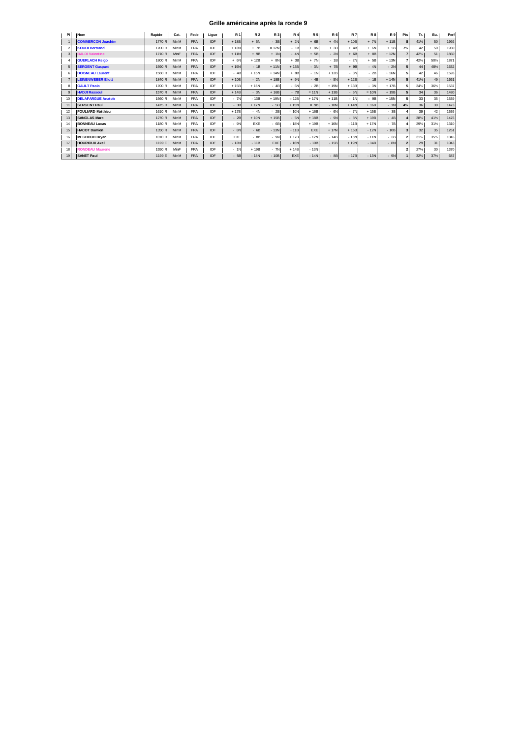# Grille américaine après la ronde 9

| Pl | Nom | Rapide | Cat. | Fede | Ligue | R 1 | R 2 | R 3 | R 4 | R 5 | R 6 | R 7 | R 8 | R 9 | Pts | Tr. | Bu. | Perf |
|---|---|---|---|---|---|---|---|---|---|---|---|---|---|---|---|---|---|---|
| 1 | COMMERCON Joachim | 1770 R | MinM | FRA | IDF | + 18B | + 5N | - 3B | + 2N | + 6B | + 4N | + 10B | + 7N | + 11B | 8 | 41½ | 50 | 1992 |
| 2 | KOUOI Bertrand | 1700 R | MinM | FRA | IDF | + 13N | + 7B | = 12N | - 1B | + 8N | + 3B | + 4B | + 6N | + 5B | 7½ | 42 | 50 | 1930 |
| 3 | BALDI Valentine | 1710 R | MinF | FRA | IDF | + 11N | + 9B | + 1N | - 4N | + 5B | - 2N | + 6B | + 8B | + 12N | 7 | 42½ | 51 | 1860 |
| 4 | GUERLACH Keigo | 1800 R | MinM | FRA | IDF | + 6N | + 12B | + 8N | + 3B | + 7N | - 1B | - 2N | + 5B | + 13N | 7 | 42½ | 50½ | 1871 |
| 5 | SERGENT Gaspard | 1590 R | MinM | FRA | IDF | + 19N | - 1B | + 11N | + 13B | - 3N | + 7B | + 9B | - 4N | - 2N | 5 | 44 | 48½ | 1632 |
| 6 | DOISNEAU Laurent | 1560 R | MinM | FRA | IDF | - 4B | + 15N | + 14N | + 8B | - 1N | + 12B | - 3N | - 2B | + 16N | 5 | 42 | 46 | 1593 |
| 7 | LEINENWEBER Eliott | 1840 R | MinM | FRA | IDF | + 10B | - 2N | + 18B | + 9N | - 4B | - 5N | + 12B | - 1B | + 14N | 5 | 41½ | 49 | 1661 |
| 8 | GAULT Paolo | 1700 R | MinM | FRA | IDF | + 15B | + 16N | - 4B | - 6N | - 2B | + 19N | + 13B | - 3N | + 17B | 5 | 34½ | 36½ | 1537 |
| 9 | HADJI Rassoul | 1570 R | MinM | FRA | IDF | + 14B | - 3N | + 16B | - 7B | = 11N | + 13B | - 5N | = 10N | + 19B | 5 | 34 | 36 | 1480 |
| 10 | DELAFARGUE Anatole | 1560 R | MinM | FRA | IDF | - 7N | - 13B | + 19N | = 12B | + 17N | + 11B | - 1N | = 9B | + 15N | 5 | 33 | 35 | 1539 |
| 11 | SERGENT Paul | 1475 R | MinM | FRA | IDF | - 3B | + 17N | - 5B | + 15N | = 9B | - 10N | + 14N | + 16B | - 1N | 4½ | 36 | 39 | 1473 |
| 12 | FOUILIARD Matthieu | 1610 R | MinM | FRA | IDF | + 17B | - 4N | = 2B | = 10N | + 16B | - 6N | - 7N | + 15B | - 3B | 4 | 39 | 42 | 1536 |
| 13 | SANGLAS Marc | 1270 R | MinM | FRA | IDF | - 2B | + 10N | + 15B | - 5N | + 18B | - 9N | - 8N | + 19B | - 4B | 4 | 38½ | 41½ | 1476 |
| 14 | BONNEAU Lucas | 1180 R | MinM | FRA | IDF | - 9N | EXE | - 6B | - 18N | + 19B | + 16N | - 11B | + 17N | - 7B | 4 | 29½ | 31½ | 1310 |
| 15 | HACOT Damien | 1350 R | MinM | FRA | IDF | - 8N | - 6B | - 13N | - 11B | EXE | + 17N | + 16B | - 12N | - 10B | 3 | 32 | 35 | 1261 |
| 16 | MEGDOUD Bryan | 1010 R | MinM | FRA | IDF | EXE | - 8B | - 9N | + 17B | - 12N | - 14B | - 15N | - 11N | - 6B | 2 | 31½ | 35½ | 1045 |
| 17 | HOURIOUX Axel | 1199 E | MinM | FRA | IDF | - 12N | - 11B | EXE | - 16N | - 10B | - 15B | + 19N | - 14B | - 8N | 2 | 29 | 31 | 1043 |
| 18 | RONDEAU Maurene | 1550 R | MinF | FRA | IDF | - 1N | + 19B | - 7N | + 14B | - 13N | | | | | 2 | 27½ | 30 | 1370 |
| 19 | SANET Paul | 1199 E | MinM | FRA | IDF | - 5B | - 18N | - 10B | EXE | - 14N | - 8B | - 17B | - 13N | - 9N | 1 | 32½ | 37½ | 687 |